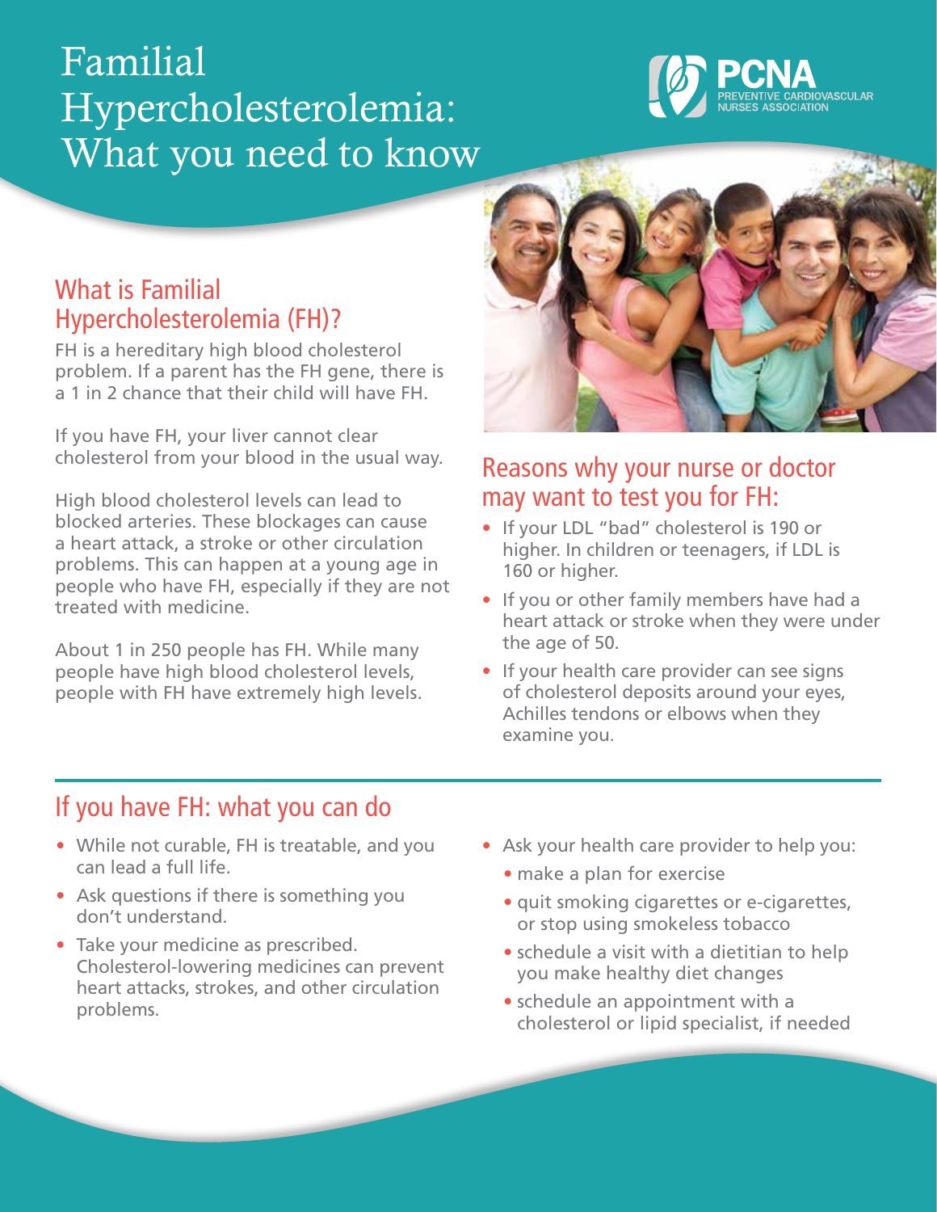# Familial Hypercholesterolemia: What you need to know

PCNA PREVENTIVE CARDIOVASCULAR NURSES ASSOCIATION

## What is Familial Hypercholesterolemia (FH)?

FH is a hereditary high blood cholesterol problem. If a parent has the FH gene, there is a 1 in 2 chance that their child will have FH.

If you have FH, your liver cannot clear cholesterol from your blood in the usual way.

High blood cholesterol levels can lead to blocked arteries. These blockages can cause a heart attack, a stroke or other circulation problems. This can happen at a young age in people who have FH, especially if they are not treated with medicine.

About 1 in 250 people has FH. While many people have high blood cholesterol levels, people with FH have extremely high levels.

## Reasons why your nurse or doctor may want to test you for FH:

- If your LDL "bad" cholesterol is 190 or higher. In children or teenagers, if LDL is 160 or higher.
- If you or other family members have had a heart attack or stroke when they were under the age of 50.
- If your health care provider can see signs of cholesterol deposits around your eyes, Achilles tendons or elbows when they examine you.

## If you have FH: what you can do

- While not curable, FH is treatable, and you can lead a full life.
- Ask questions if there is something you don't understand.
- Take your medicine as prescribed. Cholesterol-lowering medicines can prevent heart attacks, strokes, and other circulation problems.
- Ask your health care provider to help you:
  - make a plan for exercise
  - quit smoking cigarettes or e-cigarettes, or stop using smokeless tobacco
  - schedule a visit with a dietitian to help you make healthy diet changes
  - schedule an appointment with a cholesterol or lipid specialist, if needed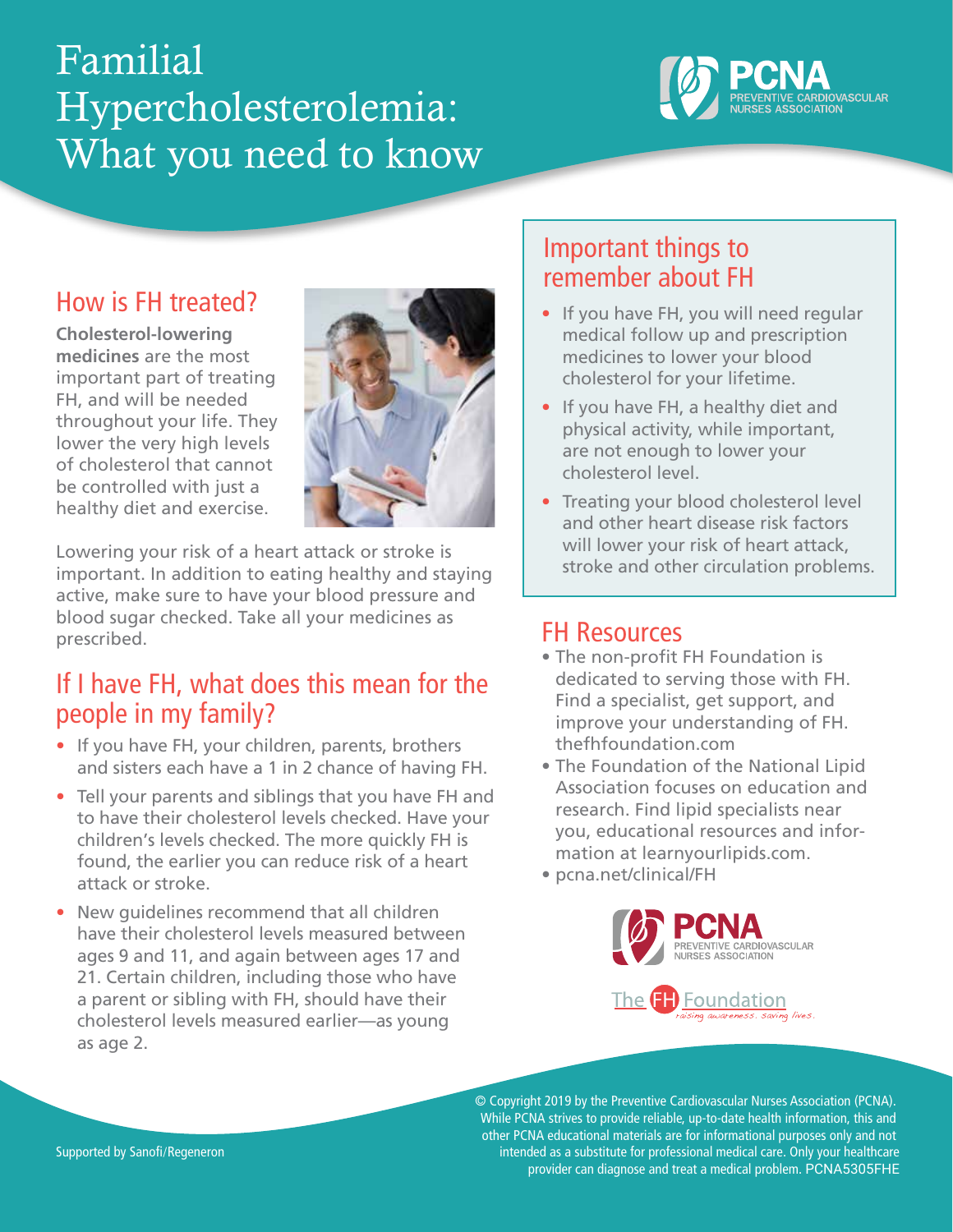# Familial Hypercholesterolemia: What you need to know

## How is FH treated?

**Cholesterol-lowering medicines** are the most important part of treating FH, and will be needed throughout your life. They lower the very high levels of cholesterol that cannot be controlled with just a healthy diet and exercise.

Lowering your risk of a heart attack or stroke is important. In addition to eating healthy and staying active, make sure to have your blood pressure and blood sugar checked. Take all your medicines as prescribed.

## If I have FH, what does this mean for the people in my family?

- If you have FH, your children, parents, brothers and sisters each have a 1 in 2 chance of having FH.
- Tell your parents and siblings that you have FH and to have their cholesterol levels checked. Have your children's levels checked. The more quickly FH is found, the earlier you can reduce risk of a heart attack or stroke.
- New guidelines recommend that all children have their cholesterol levels measured between ages 9 and 11, and again between ages 17 and 21. Certain children, including those who have a parent or sibling with FH, should have their cholesterol levels measured earlier—as young as age 2.

## Important things to remember about FH

- If you have FH, you will need regular medical follow up and prescription medicines to lower your blood cholesterol for your lifetime.
- If you have FH, a healthy diet and physical activity, while important, are not enough to lower your cholesterol level.
- Treating your blood cholesterol level and other heart disease risk factors will lower your risk of heart attack, stroke and other circulation problems.

## FH Resources

- The non-profit FH Foundation is dedicated to serving those with FH. Find a specialist, get support, and improve your understanding of FH. thefhfoundation.com
- The Foundation of the National Lipid Association focuses on education and research. Find lipid specialists near you, educational resources and information at learnyourlipids.com.
- pcna.net/clinical/FH

PCNA PREVENTIVE CARDIOVASCULAR NURSES ASSOCIATION

The FH Foundation raising awareness. saving lives.

Supported by Sanofi/Regeneron

© Copyright 2019 by the Preventive Cardiovascular Nurses Association (PCNA). While PCNA strives to provide reliable, up-to-date health information, this and other PCNA educational materials are for informational purposes only and not intended as a substitute for professional medical care. Only your healthcare provider can diagnose and treat a medical problem. PCNA5305FHE